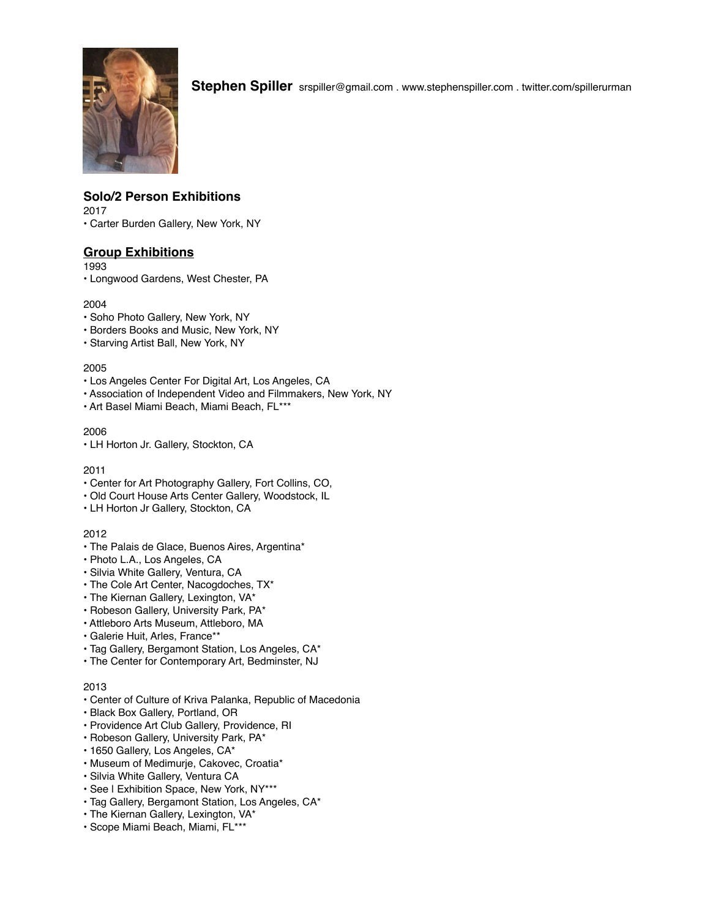**Stephen Spiller** srspiller@gmail.com . www.stephenspiller.com . twitter.com/spillerurman

## Solo/2 Person Exhibitions

2017
- Carter Burden Gallery, New York, NY

## Group Exhibitions

1993
- Longwood Gardens, West Chester, PA

2004
- Soho Photo Gallery, New York, NY
- Borders Books and Music, New York, NY
- Starving Artist Ball, New York, NY

2005
- Los Angeles Center For Digital Art, Los Angeles, CA
- Association of Independent Video and Filmmakers, New York, NY
- Art Basel Miami Beach, Miami Beach, FL***

2006
- LH Horton Jr. Gallery, Stockton, CA

2011
- Center for Art Photography Gallery, Fort Collins, CO,
- Old Court House Arts Center Gallery, Woodstock, IL
- LH Horton Jr Gallery, Stockton, CA

2012
- The Palais de Glace, Buenos Aires, Argentina*
- Photo L.A., Los Angeles, CA
- Silvia White Gallery, Ventura, CA
- The Cole Art Center, Nacogdoches, TX*
- The Kiernan Gallery, Lexington, VA*
- Robeson Gallery, University Park, PA*
- Attleboro Arts Museum, Attleboro, MA
- Galerie Huit, Arles, France**
- Tag Gallery, Bergamont Station, Los Angeles, CA*
- The Center for Contemporary Art, Bedminster, NJ

2013
- Center of Culture of Kriva Palanka, Republic of Macedonia
- Black Box Gallery, Portland, OR
- Providence Art Club Gallery, Providence, RI
- Robeson Gallery, University Park, PA*
- 1650 Gallery, Los Angeles, CA*
- Museum of Medimurje, Cakovec, Croatia*
- Silvia White Gallery, Ventura CA
- See | Exhibition Space, New York, NY***
- Tag Gallery, Bergamont Station, Los Angeles, CA*
- The Kiernan Gallery, Lexington, VA*
- Scope Miami Beach, Miami, FL***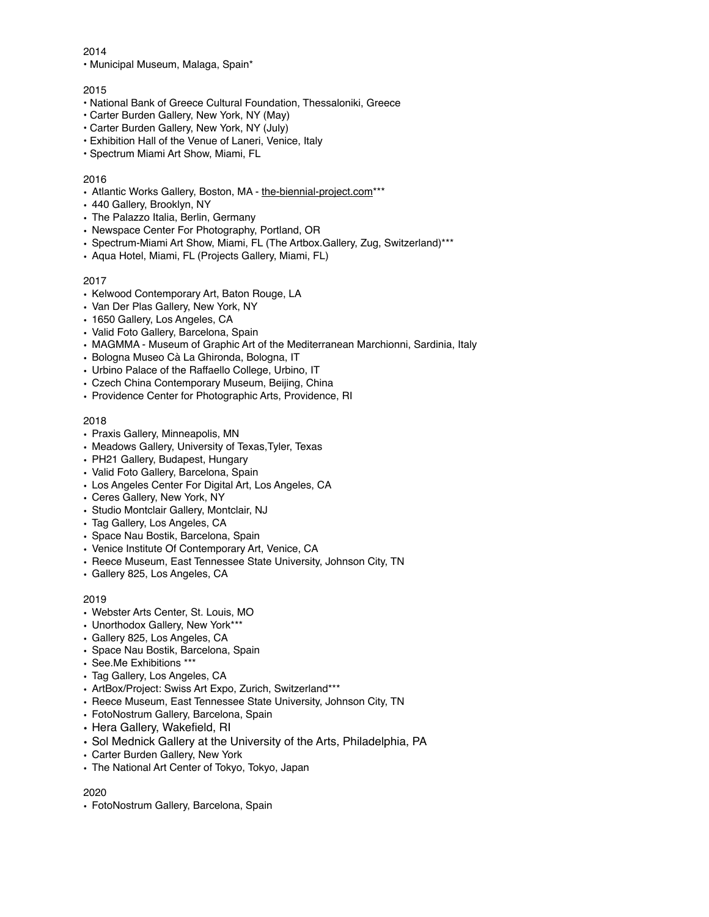2014

- Municipal Museum, Malaga, Spain*

2015

- National Bank of Greece Cultural Foundation, Thessaloniki, Greece
- Carter Burden Gallery, New York, NY (May)
- Carter Burden Gallery, New York, NY (July)
- Exhibition Hall of the Venue of Laneri, Venice, Italy
- Spectrum Miami Art Show, Miami, FL

2016

- Atlantic Works Gallery, Boston, MA - the-biennial-project.com***
- 440 Gallery, Brooklyn, NY
- The Palazzo Italia, Berlin, Germany
- Newspace Center For Photography, Portland, OR
- Spectrum-Miami Art Show, Miami, FL (The Artbox.Gallery, Zug, Switzerland)***
- Aqua Hotel, Miami, FL (Projects Gallery, Miami, FL)

2017

- Kelwood Contemporary Art, Baton Rouge, LA
- Van Der Plas Gallery, New York, NY
- 1650 Gallery, Los Angeles, CA
- Valid Foto Gallery, Barcelona, Spain
- MAGMMA - Museum of Graphic Art of the Mediterranean Marchionni, Sardinia, Italy
- Bologna Museo Cà La Ghironda, Bologna, IT
- Urbino Palace of the Raffaello College, Urbino, IT
- Czech China Contemporary Museum, Beijing, China
- Providence Center for Photographic Arts, Providence, RI

2018

- Praxis Gallery, Minneapolis, MN
- Meadows Gallery, University of Texas,Tyler, Texas
- PH21 Gallery, Budapest, Hungary
- Valid Foto Gallery, Barcelona, Spain
- Los Angeles Center For Digital Art, Los Angeles, CA
- Ceres Gallery, New York, NY
- Studio Montclair Gallery, Montclair, NJ
- Tag Gallery, Los Angeles, CA
- Space Nau Bostik, Barcelona, Spain
- Venice Institute Of Contemporary Art, Venice, CA
- Reece Museum, East Tennessee State University, Johnson City, TN
- Gallery 825, Los Angeles, CA

2019

- Webster Arts Center, St. Louis, MO
- Unorthodox Gallery, New York***
- Gallery 825, Los Angeles, CA
- Space Nau Bostik, Barcelona, Spain
- See.Me Exhibitions ***
- Tag Gallery, Los Angeles, CA
- ArtBox/Project: Swiss Art Expo, Zurich, Switzerland***
- Reece Museum, East Tennessee State University, Johnson City, TN
- FotoNostrum Gallery, Barcelona, Spain
- Hera Gallery, Wakefield, RI
- Sol Mednick Gallery at the University of the Arts, Philadelphia, PA
- Carter Burden Gallery, New York
- The National Art Center of Tokyo, Tokyo, Japan

2020

- FotoNostrum Gallery, Barcelona, Spain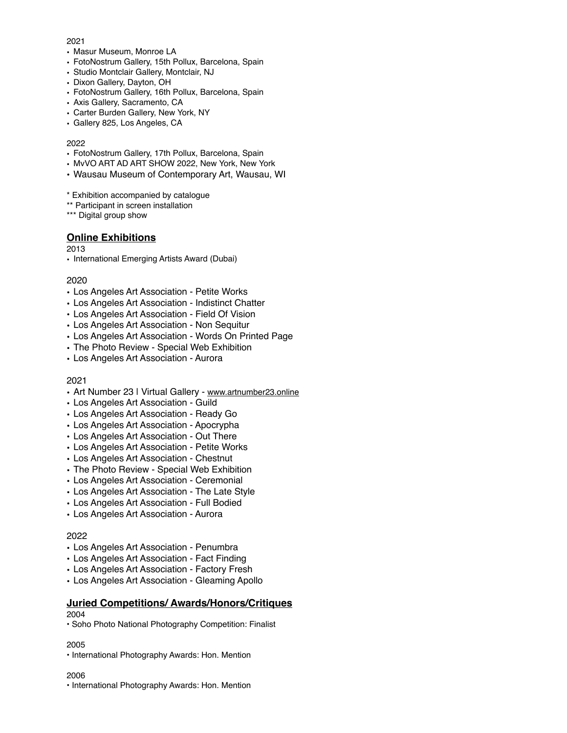2021

- Masur Museum, Monroe LA
- FotoNostrum Gallery, 15th Pollux, Barcelona, Spain
- Studio Montclair Gallery, Montclair, NJ
- Dixon Gallery, Dayton, OH
- FotoNostrum Gallery, 16th Pollux, Barcelona, Spain
- Axis Gallery, Sacramento, CA
- Carter Burden Gallery, New York, NY
- Gallery 825, Los Angeles, CA

2022

- FotoNostrum Gallery, 17th Pollux, Barcelona, Spain
- MvVO ART AD ART SHOW 2022, New York, New York
- Wausau Museum of Contemporary Art, Wausau, WI

\* Exhibition accompanied by catalogue
** Participant in screen installation
*** Digital group show

## Online Exhibitions

2013

- International Emerging Artists Award (Dubai)

2020

- Los Angeles Art Association - Petite Works
- Los Angeles Art Association - Indistinct Chatter
- Los Angeles Art Association - Field Of Vision
- Los Angeles Art Association - Non Sequitur
- Los Angeles Art Association - Words On Printed Page
- The Photo Review - Special Web Exhibition
- Los Angeles Art Association - Aurora

2021

- Art Number 23 | Virtual Gallery - www.artnumber23.online
- Los Angeles Art Association - Guild
- Los Angeles Art Association - Ready Go
- Los Angeles Art Association - Apocrypha
- Los Angeles Art Association - Out There
- Los Angeles Art Association - Petite Works
- Los Angeles Art Association - Chestnut
- The Photo Review - Special Web Exhibition
- Los Angeles Art Association - Ceremonial
- Los Angeles Art Association - The Late Style
- Los Angeles Art Association - Full Bodied
- Los Angeles Art Association - Aurora

2022

- Los Angeles Art Association - Penumbra
- Los Angeles Art Association - Fact Finding
- Los Angeles Art Association - Factory Fresh
- Los Angeles Art Association - Gleaming Apollo

## Juried Competitions/ Awards/Honors/Critiques

2004

- Soho Photo National Photography Competition: Finalist

2005

- International Photography Awards: Hon. Mention

2006

- International Photography Awards: Hon. Mention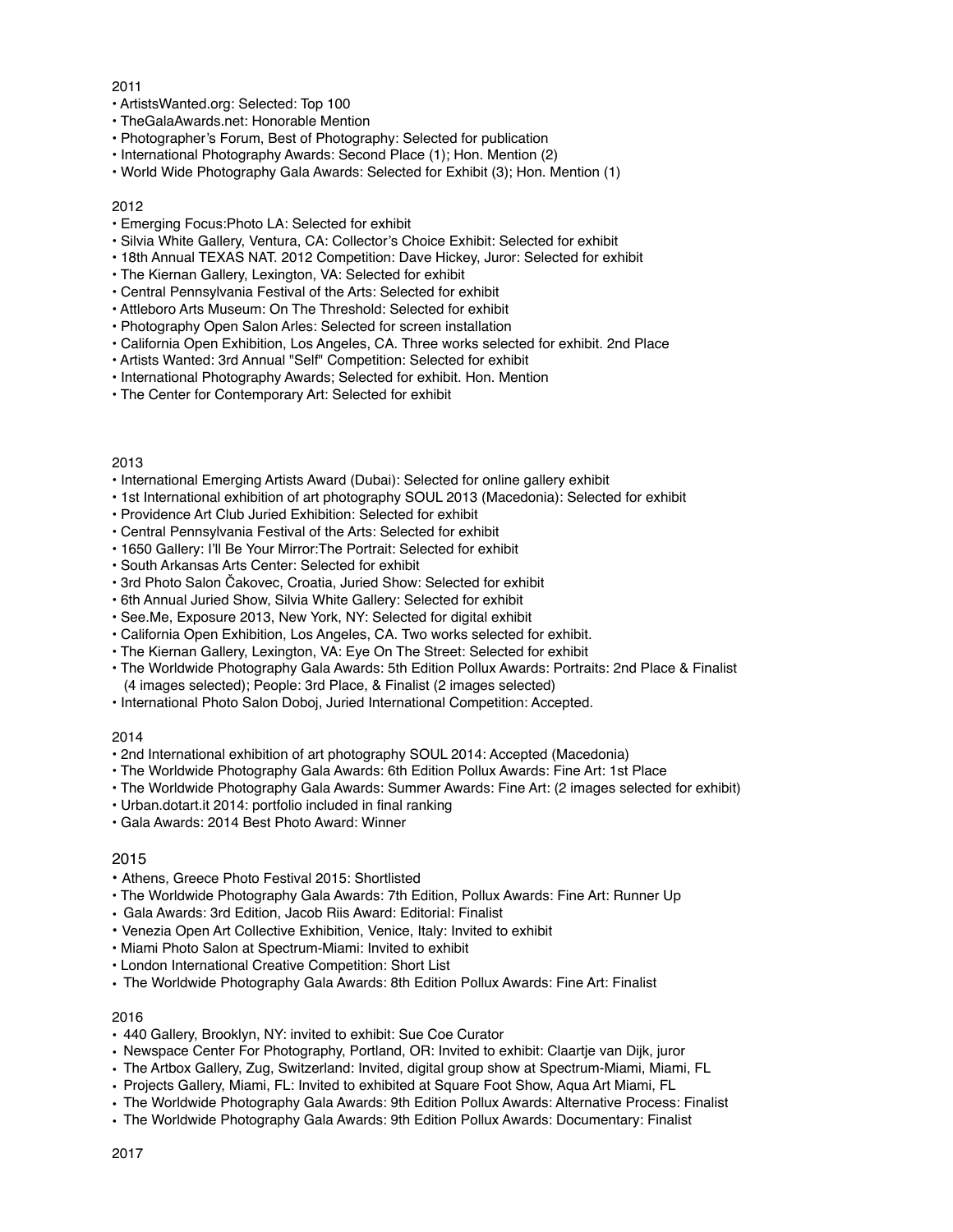2011

- ArtistsWanted.org: Selected: Top 100
- TheGalaAwards.net: Honorable Mention
- Photographer's Forum, Best of Photography: Selected for publication
- International Photography Awards: Second Place (1); Hon. Mention (2)
- World Wide Photography Gala Awards: Selected for Exhibit (3); Hon. Mention (1)

2012

- Emerging Focus:Photo LA: Selected for exhibit
- Silvia White Gallery, Ventura, CA: Collector's Choice Exhibit: Selected for exhibit
- 18th Annual TEXAS NAT. 2012 Competition: Dave Hickey, Juror: Selected for exhibit
- The Kiernan Gallery, Lexington, VA: Selected for exhibit
- Central Pennsylvania Festival of the Arts: Selected for exhibit
- Attleboro Arts Museum: On The Threshold: Selected for exhibit
- Photography Open Salon Arles: Selected for screen installation
- California Open Exhibition, Los Angeles, CA. Three works selected for exhibit. 2nd Place
- Artists Wanted: 3rd Annual "Self" Competition: Selected for exhibit
- International Photography Awards; Selected for exhibit. Hon. Mention
- The Center for Contemporary Art: Selected for exhibit

2013

- International Emerging Artists Award (Dubai): Selected for online gallery exhibit
- 1st International exhibition of art photography SOUL 2013 (Macedonia): Selected for exhibit
- Providence Art Club Juried Exhibition: Selected for exhibit
- Central Pennsylvania Festival of the Arts: Selected for exhibit
- 1650 Gallery: I'll Be Your Mirror:The Portrait: Selected for exhibit
- South Arkansas Arts Center: Selected for exhibit
- 3rd Photo Salon Čakovec, Croatia, Juried Show: Selected for exhibit
- 6th Annual Juried Show, Silvia White Gallery: Selected for exhibit
- See.Me, Exposure 2013, New York, NY: Selected for digital exhibit
- California Open Exhibition, Los Angeles, CA. Two works selected for exhibit.
- The Kiernan Gallery, Lexington, VA: Eye On The Street: Selected for exhibit
- The Worldwide Photography Gala Awards: 5th Edition Pollux Awards: Portraits: 2nd Place & Finalist (4 images selected); People: 3rd Place, & Finalist (2 images selected)
- International Photo Salon Doboj, Juried International Competition: Accepted.

2014

- 2nd International exhibition of art photography SOUL 2014: Accepted (Macedonia)
- The Worldwide Photography Gala Awards: 6th Edition Pollux Awards: Fine Art: 1st Place
- The Worldwide Photography Gala Awards: Summer Awards: Fine Art: (2 images selected for exhibit)
- Urban.dotart.it 2014: portfolio included in final ranking
- Gala Awards: 2014 Best Photo Award: Winner

2015

- Athens, Greece Photo Festival 2015: Shortlisted
- The Worldwide Photography Gala Awards: 7th Edition, Pollux Awards: Fine Art: Runner Up
- Gala Awards: 3rd Edition, Jacob Riis Award: Editorial: Finalist
- Venezia Open Art Collective Exhibition, Venice, Italy: Invited to exhibit
- Miami Photo Salon at Spectrum-Miami: Invited to exhibit
- London International Creative Competition: Short List
- The Worldwide Photography Gala Awards: 8th Edition Pollux Awards: Fine Art: Finalist

2016

- 440 Gallery, Brooklyn, NY: invited to exhibit: Sue Coe Curator
- Newspace Center For Photography, Portland, OR: Invited to exhibit: Claartje van Dijk, juror
- The Artbox Gallery, Zug, Switzerland: Invited, digital group show at Spectrum-Miami, Miami, FL
- Projects Gallery, Miami, FL: Invited to exhibited at Square Foot Show, Aqua Art Miami, FL
- The Worldwide Photography Gala Awards: 9th Edition Pollux Awards: Alternative Process: Finalist
- The Worldwide Photography Gala Awards: 9th Edition Pollux Awards: Documentary: Finalist

2017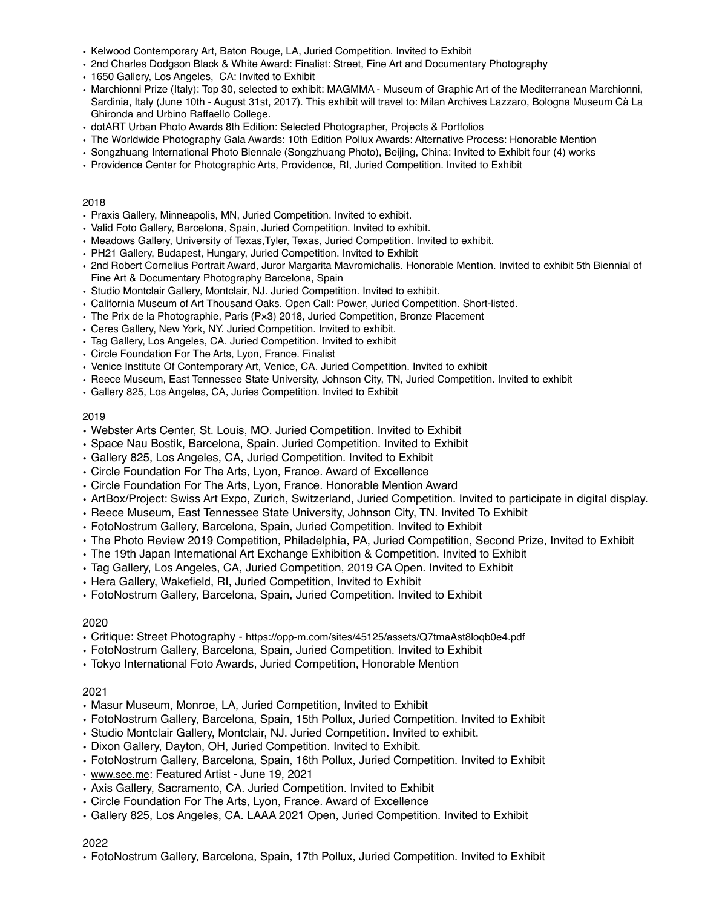- Kelwood Contemporary Art, Baton Rouge, LA, Juried Competition. Invited to Exhibit
- 2nd Charles Dodgson Black & White Award: Finalist: Street, Fine Art and Documentary Photography
- 1650 Gallery, Los Angeles, CA: Invited to Exhibit
- Marchionni Prize (Italy): Top 30, selected to exhibit: MAGMMA - Museum of Graphic Art of the Mediterranean Marchionni, Sardinia, Italy (June 10th - August 31st, 2017). This exhibit will travel to: Milan Archives Lazzaro, Bologna Museum Cà La Ghironda and Urbino Raffaello College.
- dotART Urban Photo Awards 8th Edition: Selected Photographer, Projects & Portfolios
- The Worldwide Photography Gala Awards: 10th Edition Pollux Awards: Alternative Process: Honorable Mention
- Songzhuang International Photo Biennale (Songzhuang Photo), Beijing, China: Invited to Exhibit four (4) works
- Providence Center for Photographic Arts, Providence, RI, Juried Competition. Invited to Exhibit

2018

- Praxis Gallery, Minneapolis, MN, Juried Competition. Invited to exhibit.
- Valid Foto Gallery, Barcelona, Spain, Juried Competition. Invited to exhibit.
- Meadows Gallery, University of Texas,Tyler, Texas, Juried Competition. Invited to exhibit.
- PH21 Gallery, Budapest, Hungary, Juried Competition. Invited to Exhibit
- 2nd Robert Cornelius Portrait Award, Juror Margarita Mavromichalis. Honorable Mention. Invited to exhibit 5th Biennial of Fine Art & Documentary Photography Barcelona, Spain
- Studio Montclair Gallery, Montclair, NJ. Juried Competition. Invited to exhibit.
- California Museum of Art Thousand Oaks. Open Call: Power, Juried Competition. Short-listed.
- The Prix de la Photographie, Paris (P×3) 2018, Juried Competition, Bronze Placement
- Ceres Gallery, New York, NY. Juried Competition. Invited to exhibit.
- Tag Gallery, Los Angeles, CA. Juried Competition. Invited to exhibit
- Circle Foundation For The Arts, Lyon, France. Finalist
- Venice Institute Of Contemporary Art, Venice, CA. Juried Competition. Invited to exhibit
- Reece Museum, East Tennessee State University, Johnson City, TN, Juried Competition. Invited to exhibit
- Gallery 825, Los Angeles, CA, Juries Competition. Invited to Exhibit

2019

- Webster Arts Center, St. Louis, MO. Juried Competition. Invited to Exhibit
- Space Nau Bostik, Barcelona, Spain. Juried Competition. Invited to Exhibit
- Gallery 825, Los Angeles, CA, Juried Competition. Invited to Exhibit
- Circle Foundation For The Arts, Lyon, France. Award of Excellence
- Circle Foundation For The Arts, Lyon, France. Honorable Mention Award
- ArtBox/Project: Swiss Art Expo, Zurich, Switzerland, Juried Competition. Invited to participate in digital display.
- Reece Museum, East Tennessee State University, Johnson City, TN. Invited To Exhibit
- FotoNostrum Gallery, Barcelona, Spain, Juried Competition. Invited to Exhibit
- The Photo Review 2019 Competition, Philadelphia, PA, Juried Competition, Second Prize, Invited to Exhibit
- The 19th Japan International Art Exchange Exhibition & Competition. Invited to Exhibit
- Tag Gallery, Los Angeles, CA, Juried Competition, 2019 CA Open. Invited to Exhibit
- Hera Gallery, Wakefield, RI, Juried Competition, Invited to Exhibit
- FotoNostrum Gallery, Barcelona, Spain, Juried Competition. Invited to Exhibit

2020

- Critique: Street Photography - https://opp-m.com/sites/45125/assets/Q7tmaAst8loqb0e4.pdf
- FotoNostrum Gallery, Barcelona, Spain, Juried Competition. Invited to Exhibit
- Tokyo International Foto Awards, Juried Competition, Honorable Mention

2021

- Masur Museum, Monroe, LA, Juried Competition, Invited to Exhibit
- FotoNostrum Gallery, Barcelona, Spain, 15th Pollux, Juried Competition. Invited to Exhibit
- Studio Montclair Gallery, Montclair, NJ. Juried Competition. Invited to exhibit.
- Dixon Gallery, Dayton, OH, Juried Competition. Invited to Exhibit.
- FotoNostrum Gallery, Barcelona, Spain, 16th Pollux, Juried Competition. Invited to Exhibit
- www.see.me: Featured Artist - June 19, 2021
- Axis Gallery, Sacramento, CA. Juried Competition. Invited to Exhibit
- Circle Foundation For The Arts, Lyon, France. Award of Excellence
- Gallery 825, Los Angeles, CA. LAAA 2021 Open, Juried Competition. Invited to Exhibit

2022

- FotoNostrum Gallery, Barcelona, Spain, 17th Pollux, Juried Competition. Invited to Exhibit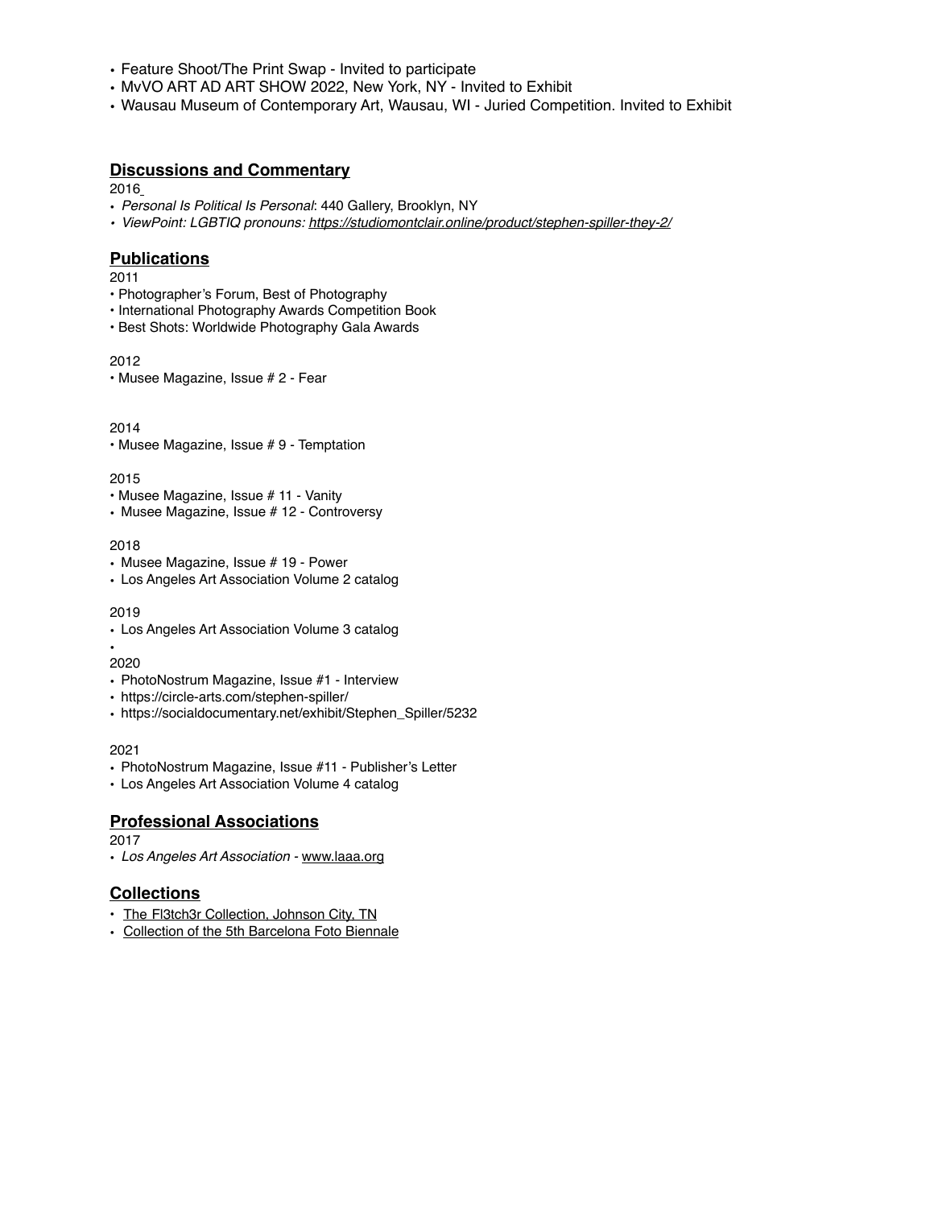- Feature Shoot/The Print Swap - Invited to participate
- MvVO ART AD ART SHOW 2022, New York, NY - Invited to Exhibit
- Wausau Museum of Contemporary Art, Wausau, WI - Juried Competition. Invited to Exhibit

## Discussions and Commentary

2016

- *Personal Is Political Is Personal*: 440 Gallery, Brooklyn, NY
- *ViewPoint: LGBTIQ pronouns: https://studiomontclair.online/product/stephen-spiller-they-2/*

## Publications

2011

- Photographer's Forum, Best of Photography
- International Photography Awards Competition Book
- Best Shots: Worldwide Photography Gala Awards

2012

- Musee Magazine, Issue # 2 - Fear

2014

- Musee Magazine, Issue # 9 - Temptation

2015

- Musee Magazine, Issue # 11 - Vanity
- Musee Magazine, Issue # 12 - Controversy

2018

- Musee Magazine, Issue # 19 - Power
- Los Angeles Art Association Volume 2 catalog

2019

- Los Angeles Art Association Volume 3 catalog

2020

- PhotoNostrum Magazine, Issue #1 - Interview
- https://circle-arts.com/stephen-spiller/
- https://socialdocumentary.net/exhibit/Stephen_Spiller/5232

2021

- PhotoNostrum Magazine, Issue #11 - Publisher's Letter
- Los Angeles Art Association Volume 4 catalog

## Professional Associations

2017

- *Los Angeles Art Association* - www.laaa.org

## Collections

- The Fl3tch3r Collection, Johnson City, TN
- Collection of the 5th Barcelona Foto Biennale